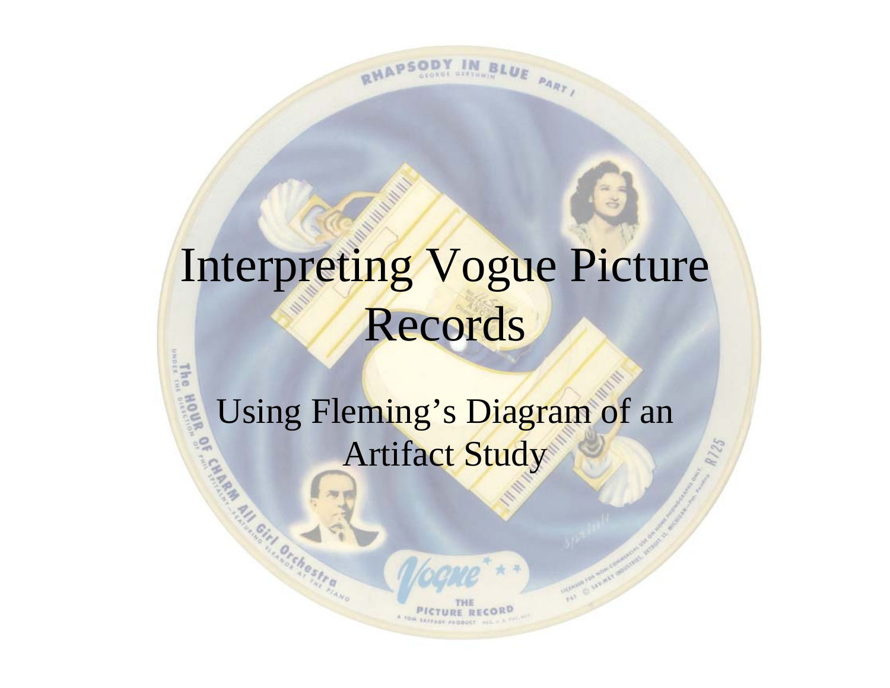# Interpreting Vogue Picture Records

## Using Fleming's Diagram of an Artifact Study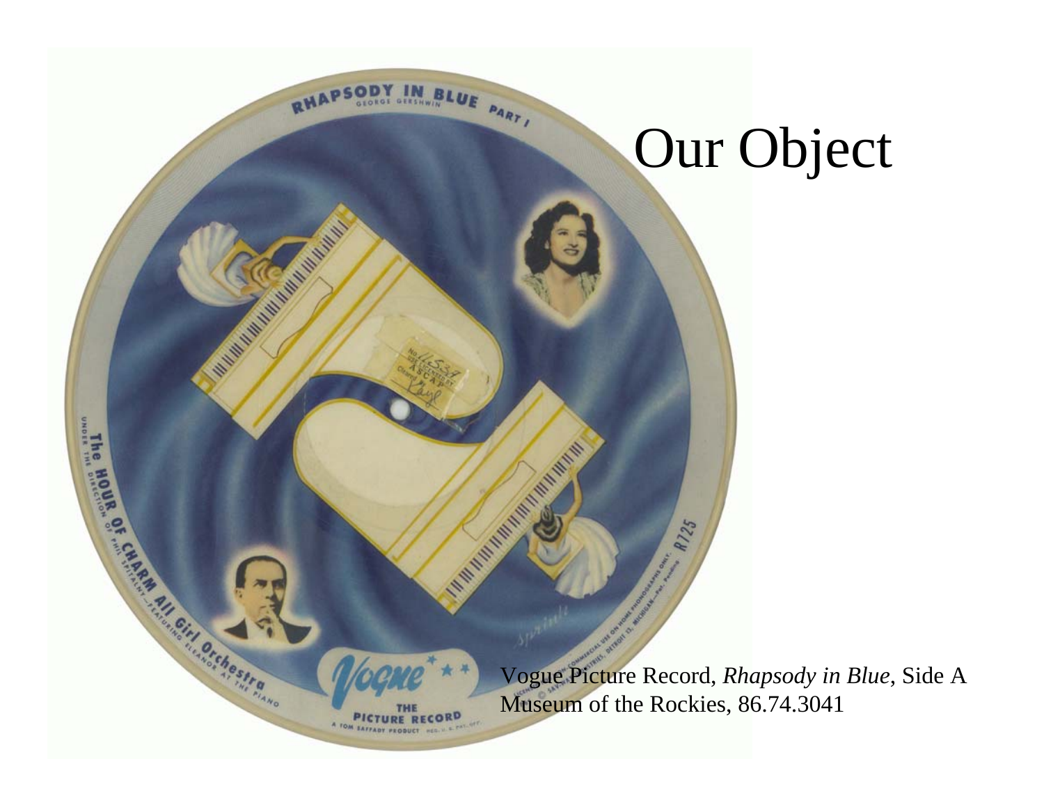# Our Object

Vogue Picture Record, *Rhapsody in Blue*, Side A
Museum of the Rockies, 86.74.3041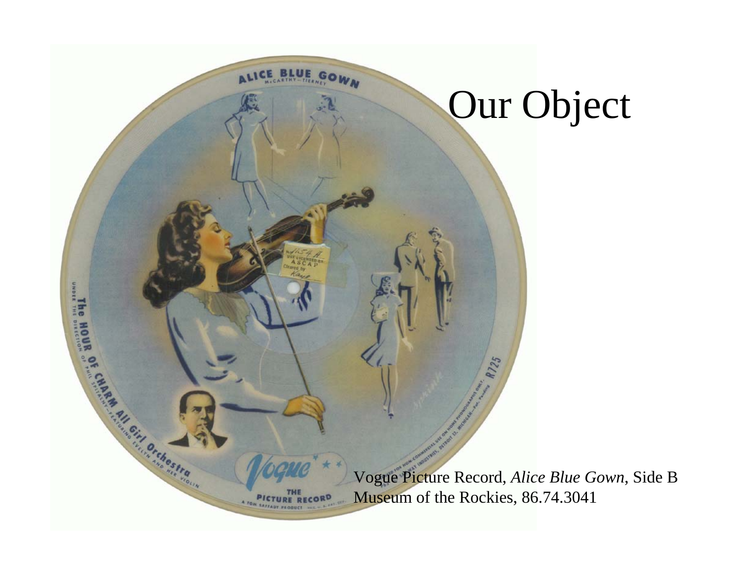# Our Object

Vogue Picture Record, *Alice Blue Gown*, Side B
Museum of the Rockies, 86.74.3041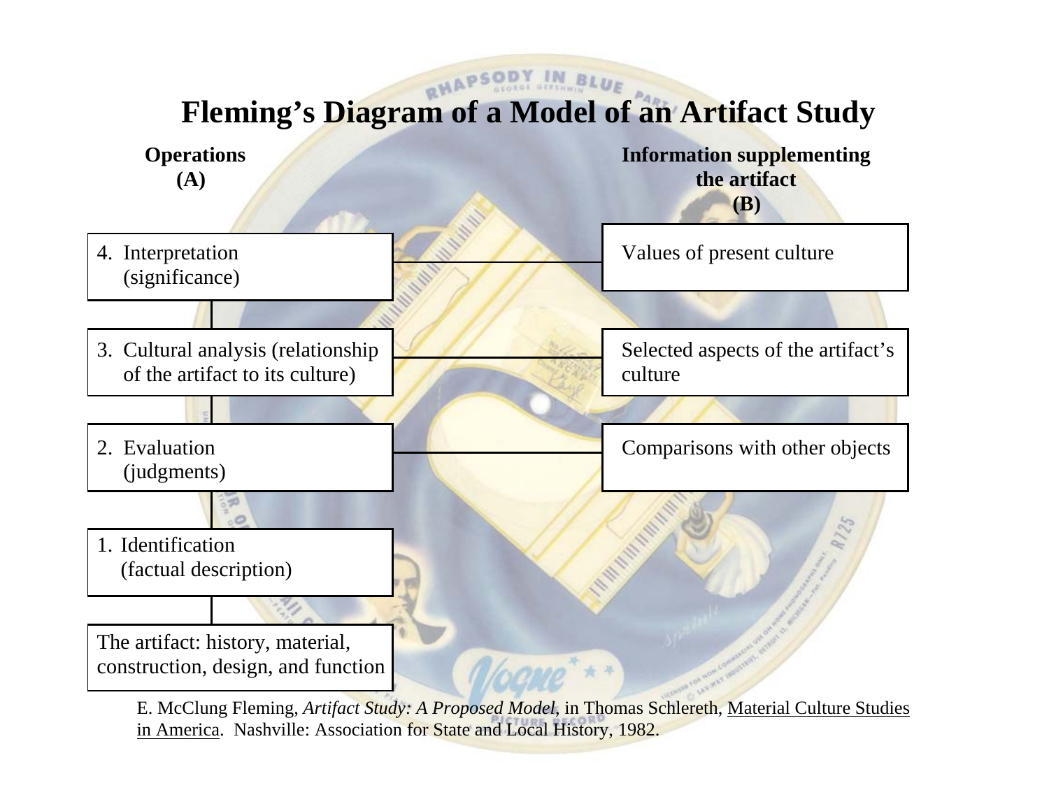# Fleming's Diagram of a Model of an Artifact Study

| Operations (A) | Information supplementing the artifact (B) |
| --- | --- |
| 4. Interpretation (significance) | Values of present culture |
| 3. Cultural analysis (relationship of the artifact to its culture) | Selected aspects of the artifact's culture |
| 2. Evaluation (judgments) | Comparisons with other objects |
| 1. Identification (factual description) | |
| The artifact: history, material, construction, design, and function | |

E. McClung Fleming, *Artifact Study: A Proposed Model*, in Thomas Schlereth, Material Culture Studies in America. Nashville: Association for State and Local History, 1982.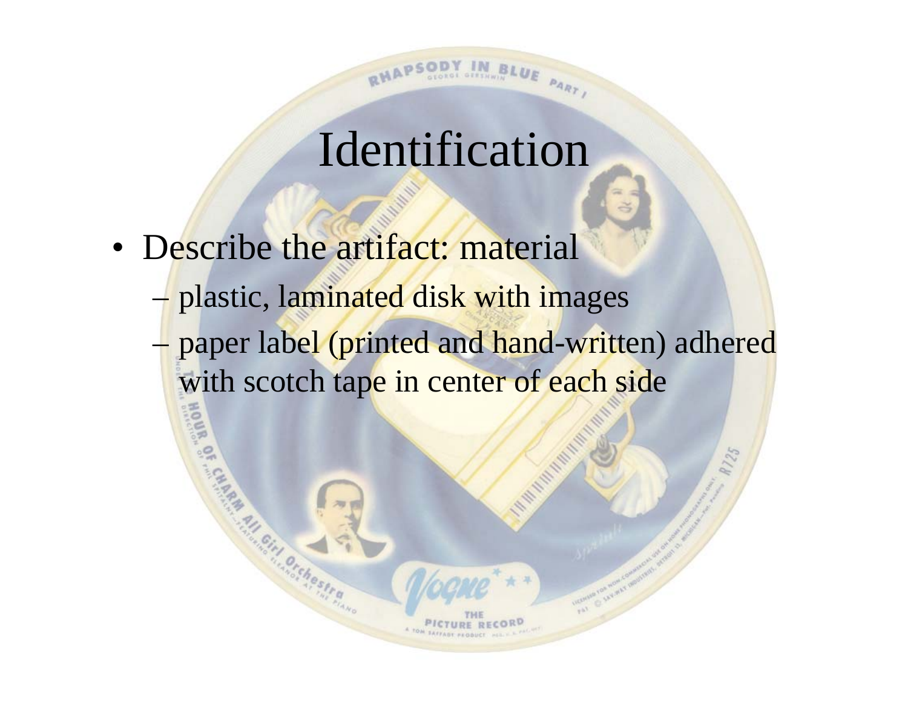# Identification

- Describe the artifact: material
  - plastic, laminated disk with images
  - paper label (printed and hand-written) adhered with scotch tape in center of each side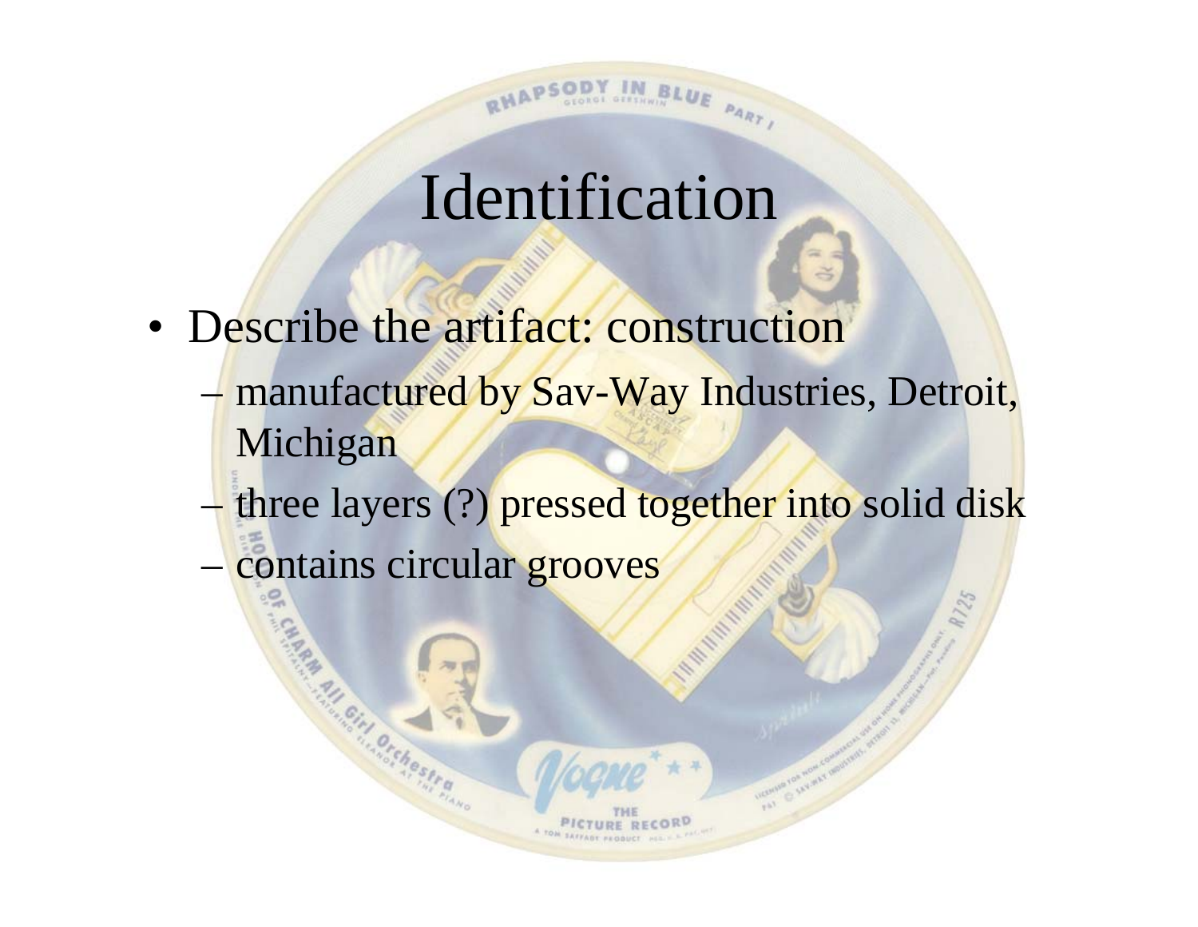# Identification

- Describe the artifact: construction
  - manufactured by Sav-Way Industries, Detroit, Michigan
  - three layers (?) pressed together into solid disk
  - contains circular grooves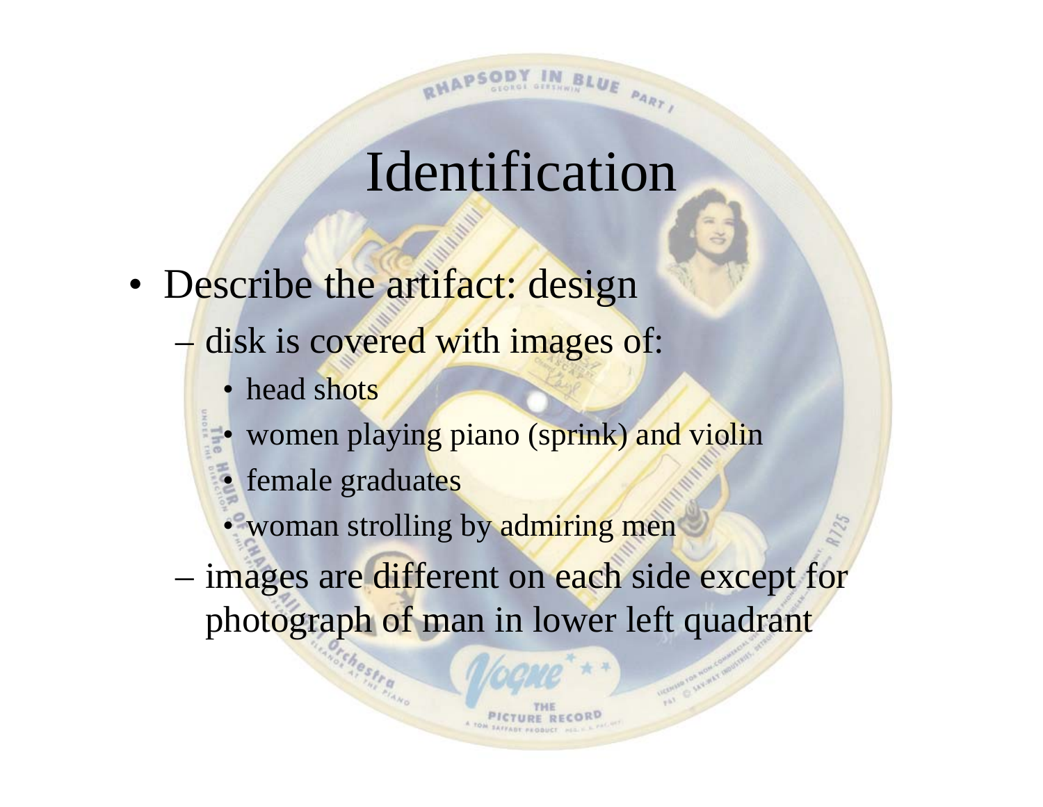# Identification

- Describe the artifact: design
  - disk is covered with images of:
    - head shots
    - women playing piano (sprink) and violin
    - female graduates
    - woman strolling by admiring men
  - images are different on each side except for photograph of man in lower left quadrant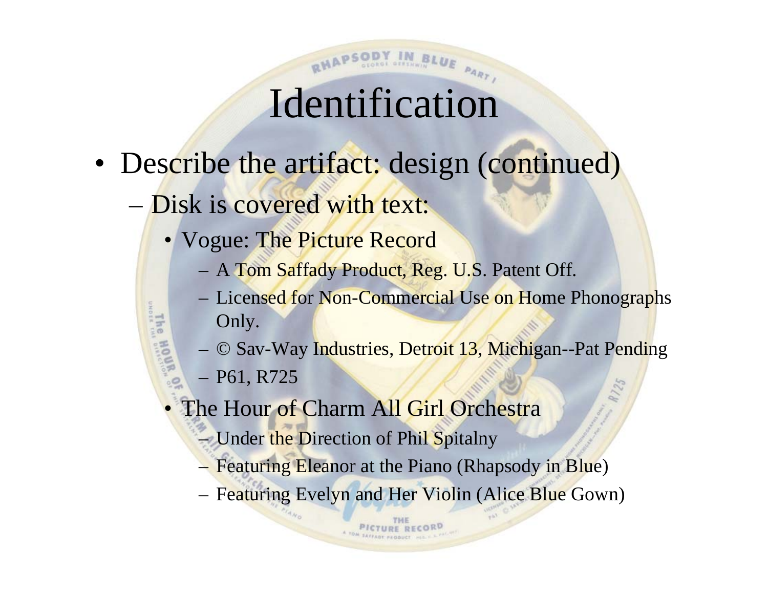# Identification

- Describe the artifact: design (continued)
  - Disk is covered with text:
    - Vogue: The Picture Record
      - A Tom Saffady Product, Reg. U.S. Patent Off.
      - Licensed for Non-Commercial Use on Home Phonographs Only.
      - © Sav-Way Industries, Detroit 13, Michigan--Pat Pending
      - P61, R725
    - The Hour of Charm All Girl Orchestra
      - Under the Direction of Phil Spitalny
      - Featuring Eleanor at the Piano (Rhapsody in Blue)
      - Featuring Evelyn and Her Violin (Alice Blue Gown)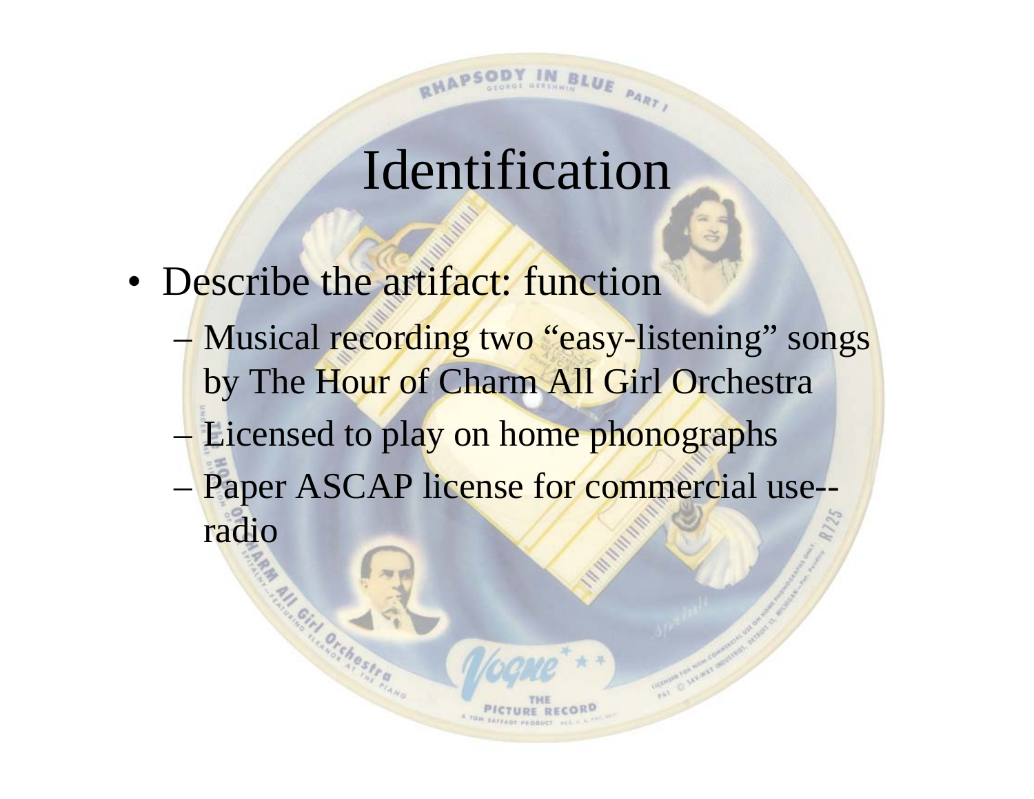# Identification

- Describe the artifact: function
  - Musical recording two “easy-listening” songs by The Hour of Charm All Girl Orchestra
  - Licensed to play on home phonographs
  - Paper ASCAP license for commercial use--radio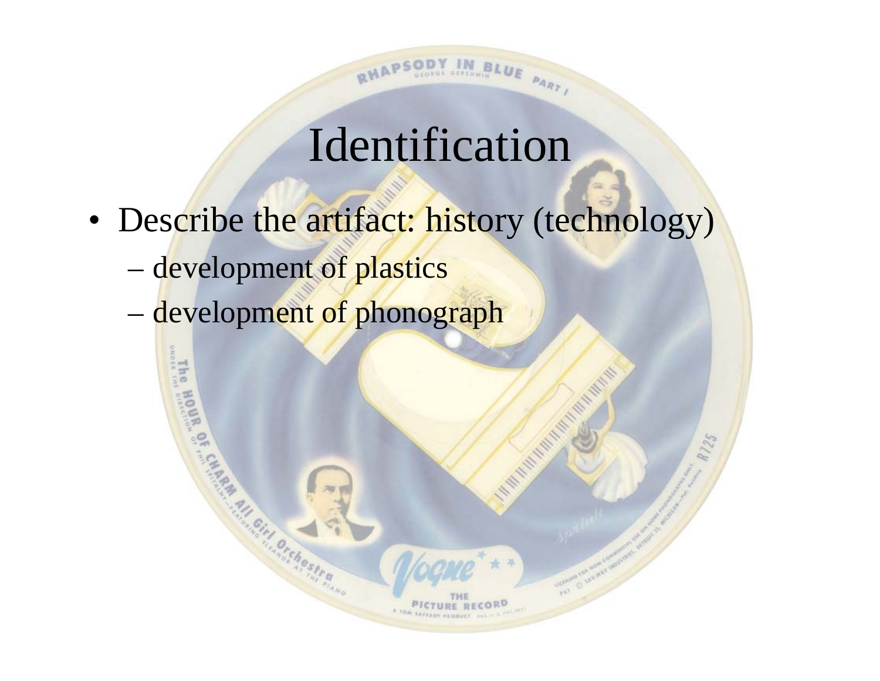# Identification

- Describe the artifact: history (technology)
  - development of plastics
  - development of phonograph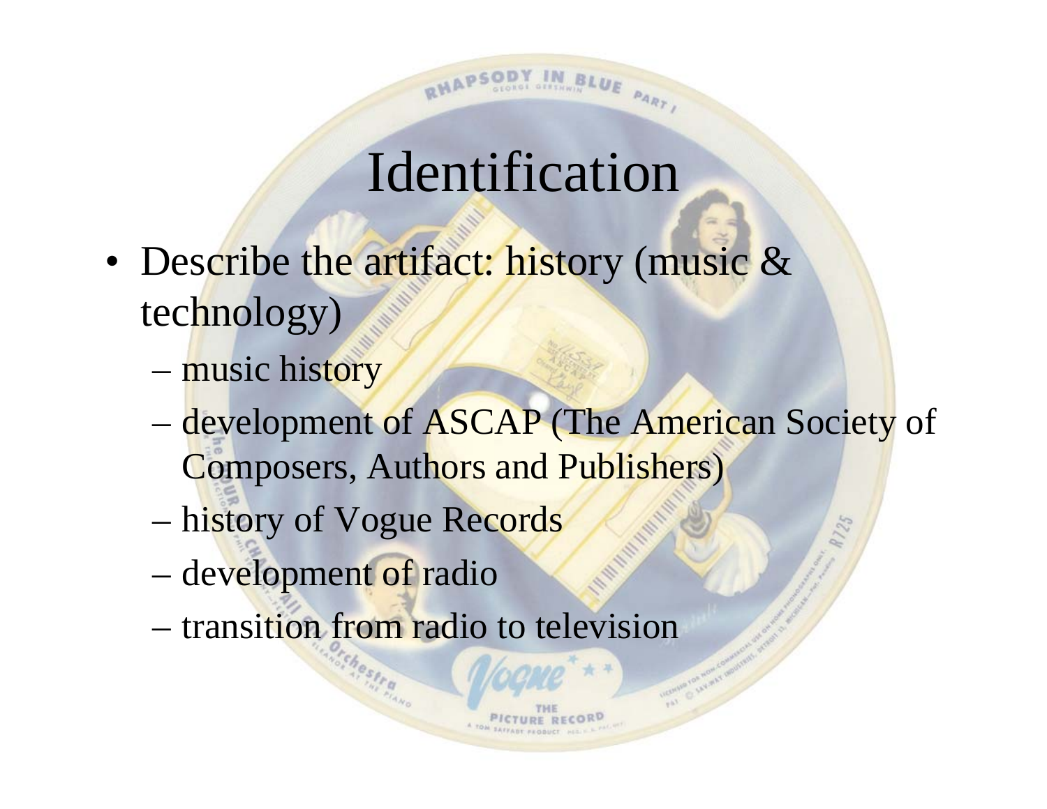# Identification

- Describe the artifact: history (music & technology)
  - music history
  - development of ASCAP (The American Society of Composers, Authors and Publishers)
  - history of Vogue Records
  - development of radio
  - transition from radio to television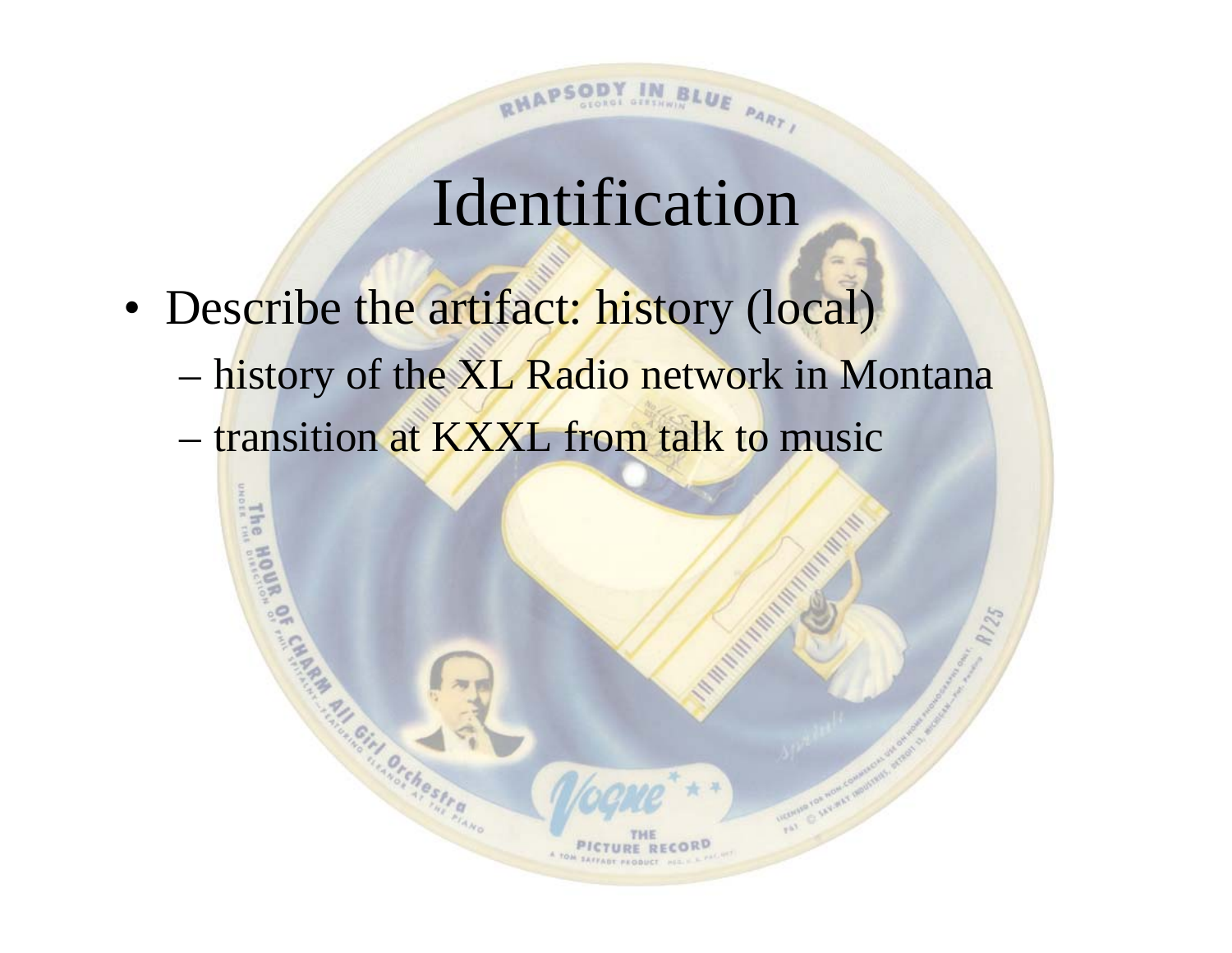# Identification

- Describe the artifact: history (local)
  - history of the XL Radio network in Montana
  - transition at KXXL from talk to music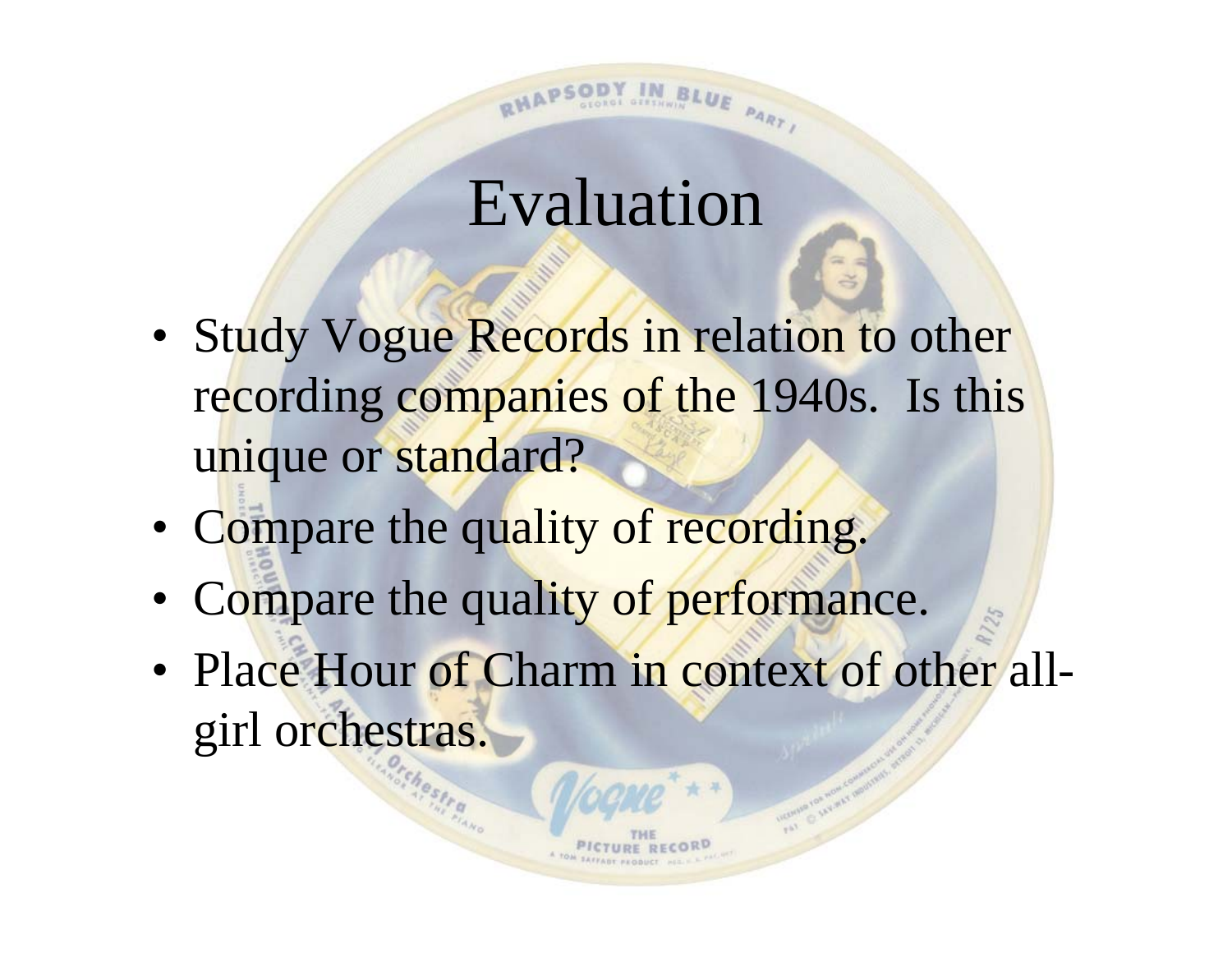# Evaluation

- Study Vogue Records in relation to other recording companies of the 1940s. Is this unique or standard?
- Compare the quality of recording.
- Compare the quality of performance.
- Place Hour of Charm in context of other all-girl orchestras.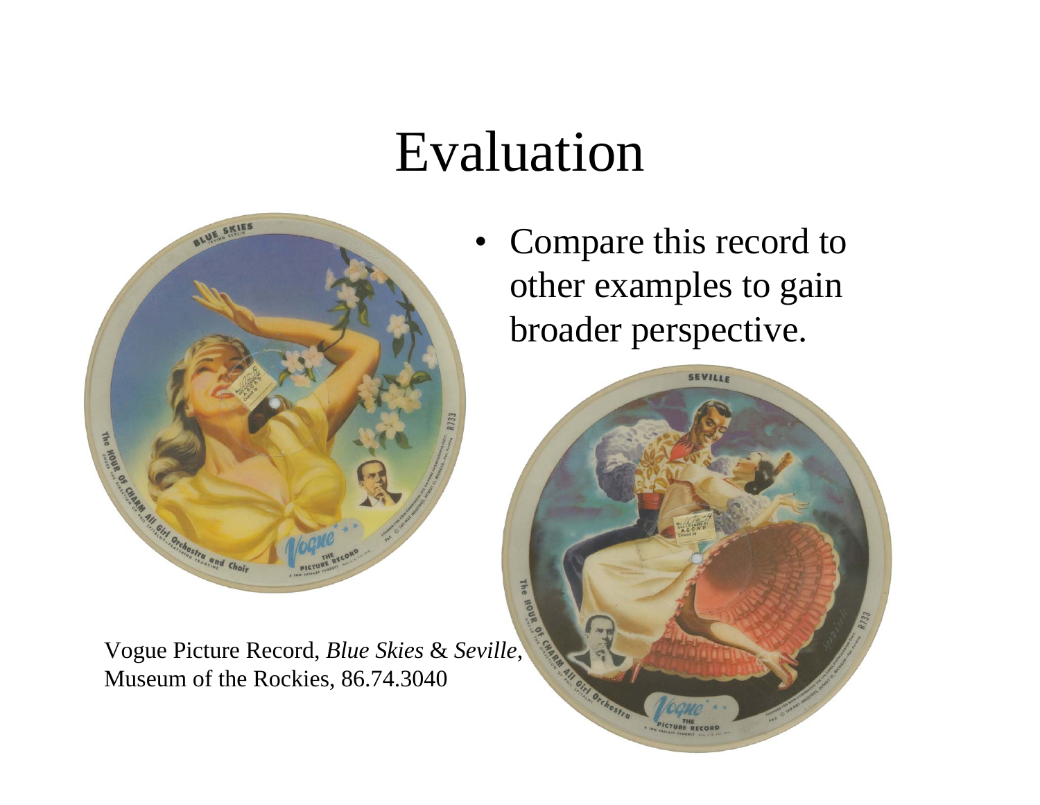# Evaluation

- Compare this record to other examples to gain broader perspective.

Vogue Picture Record, *Blue Skies* & *Seville*, Museum of the Rockies, 86.74.3040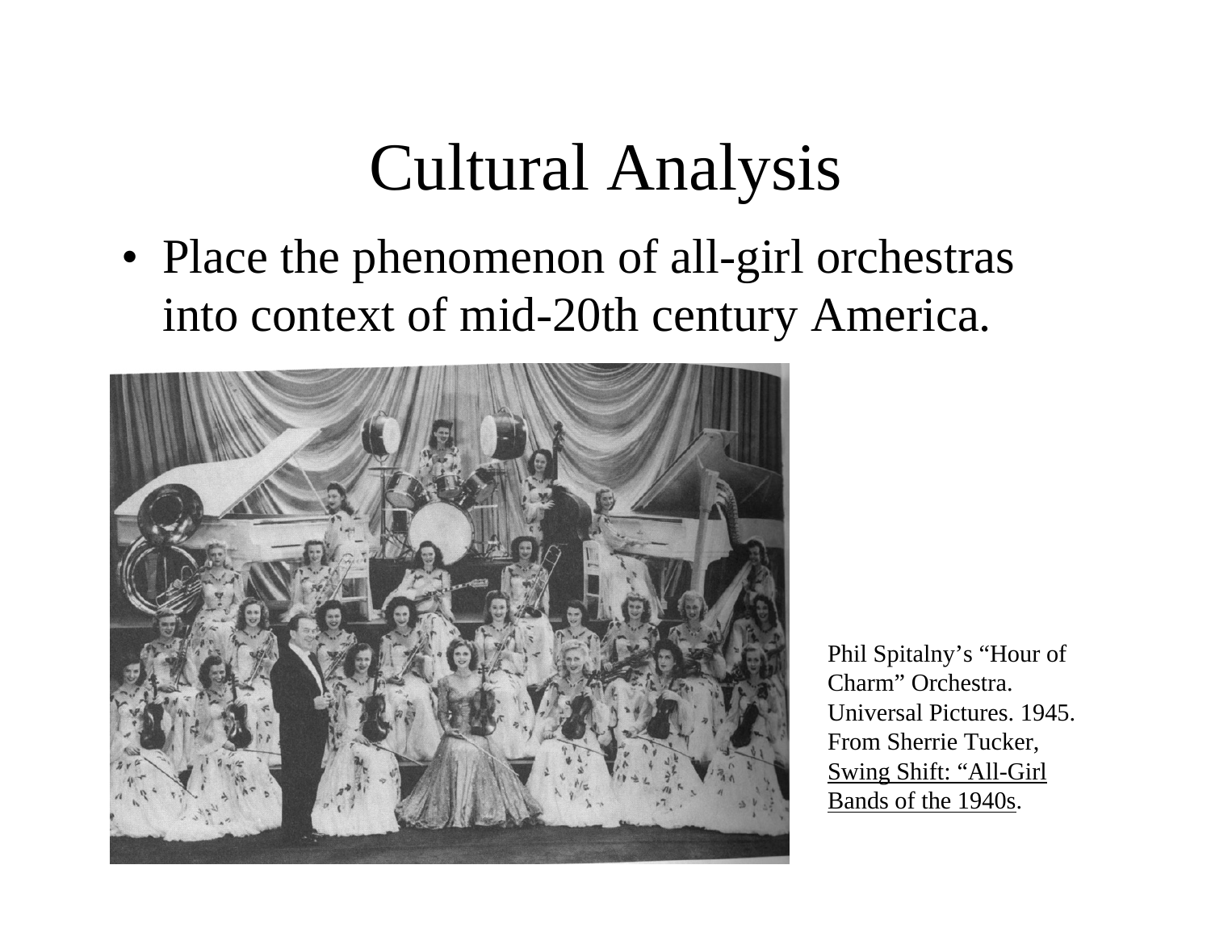# Cultural Analysis

- Place the phenomenon of all-girl orchestras into context of mid-20th century America.

Phil Spitalny's "Hour of Charm" Orchestra. Universal Pictures. 1945. From Sherrie Tucker, Swing Shift: "All-Girl Bands of the 1940s.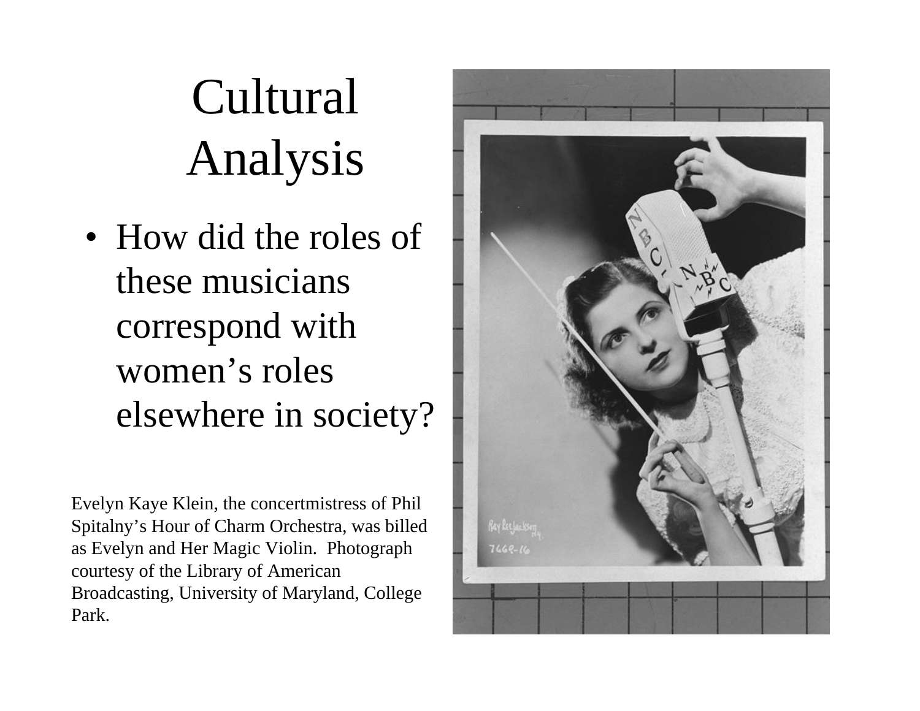# Cultural Analysis

- How did the roles of these musicians correspond with women's roles elsewhere in society?

Evelyn Kaye Klein, the concertmistress of Phil Spitalny's Hour of Charm Orchestra, was billed as Evelyn and Her Magic Violin. Photograph courtesy of the Library of American Broadcasting, University of Maryland, College Park.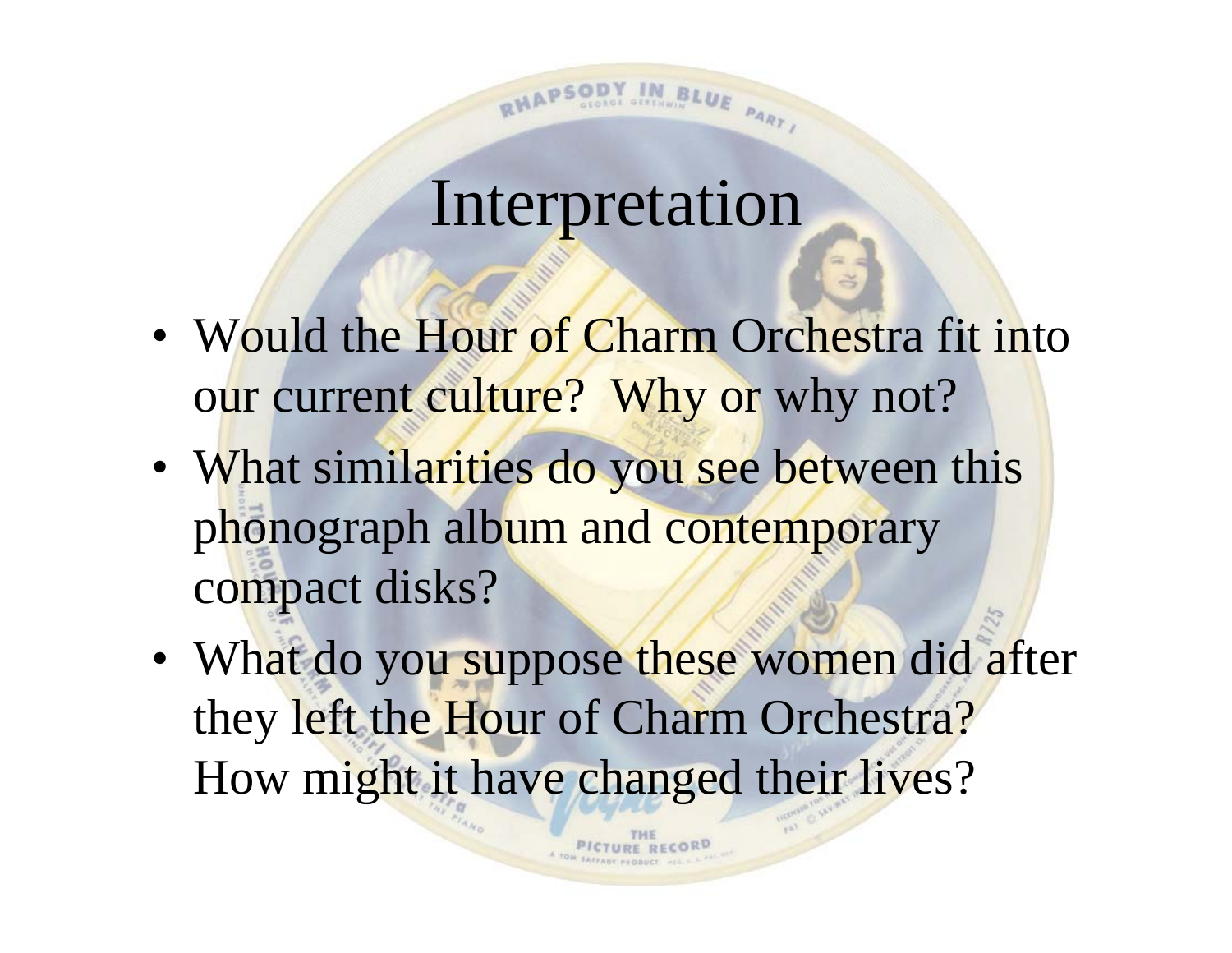# Interpretation

- Would the Hour of Charm Orchestra fit into our current culture? Why or why not?
- What similarities do you see between this phonograph album and contemporary compact disks?
- What do you suppose these women did after they left the Hour of Charm Orchestra? How might it have changed their lives?